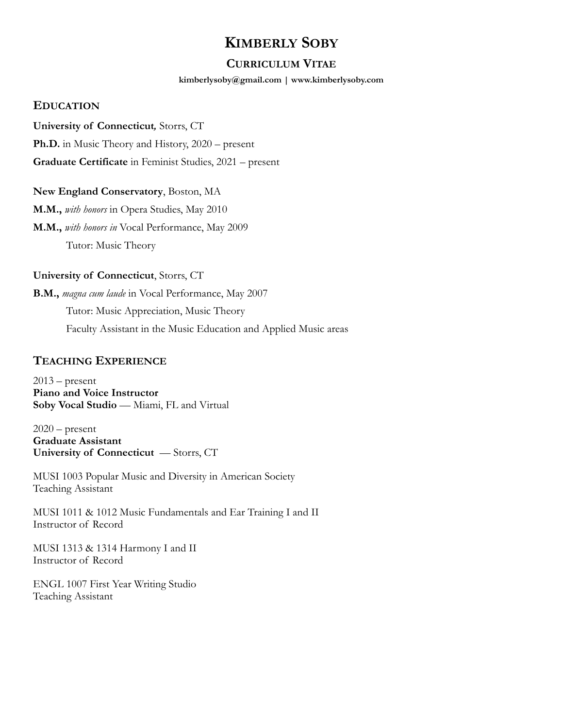# KIMBERLY SOBY

## CURRICULUM VITAE

**kimberlysoby@gmail.com | www.kimberlysoby.com**

## EDUCATION

**University of Connecticut***,* Storrs, CT

**Ph.D.** in Music Theory and History, 2020 – present

**Graduate Certificate** in Feminist Studies, 2021 – present

**New England Conservatory**, Boston, MA

**M.M.,** *with honors* in Opera Studies, May 2010

**M.M.,** *with honors in* Vocal Performance, May 2009

Tutor: Music Theory

**University of Connecticut**, Storrs, CT

**B.M.,** *magna cum laude* in Vocal Performance, May 2007

Tutor: Music Appreciation, Music Theory

Faculty Assistant in the Music Education and Applied Music areas

## TEACHING EXPERIENCE

2013 – present
**Piano and Voice Instructor**
**Soby Vocal Studio** — Miami, FL and Virtual

2020 – present
**Graduate Assistant**
**University of Connecticut** — Storrs, CT

MUSI 1003 Popular Music and Diversity in American Society
Teaching Assistant

MUSI 1011 & 1012 Music Fundamentals and Ear Training I and II
Instructor of Record

MUSI 1313 & 1314 Harmony I and II
Instructor of Record

ENGL 1007 First Year Writing Studio
Teaching Assistant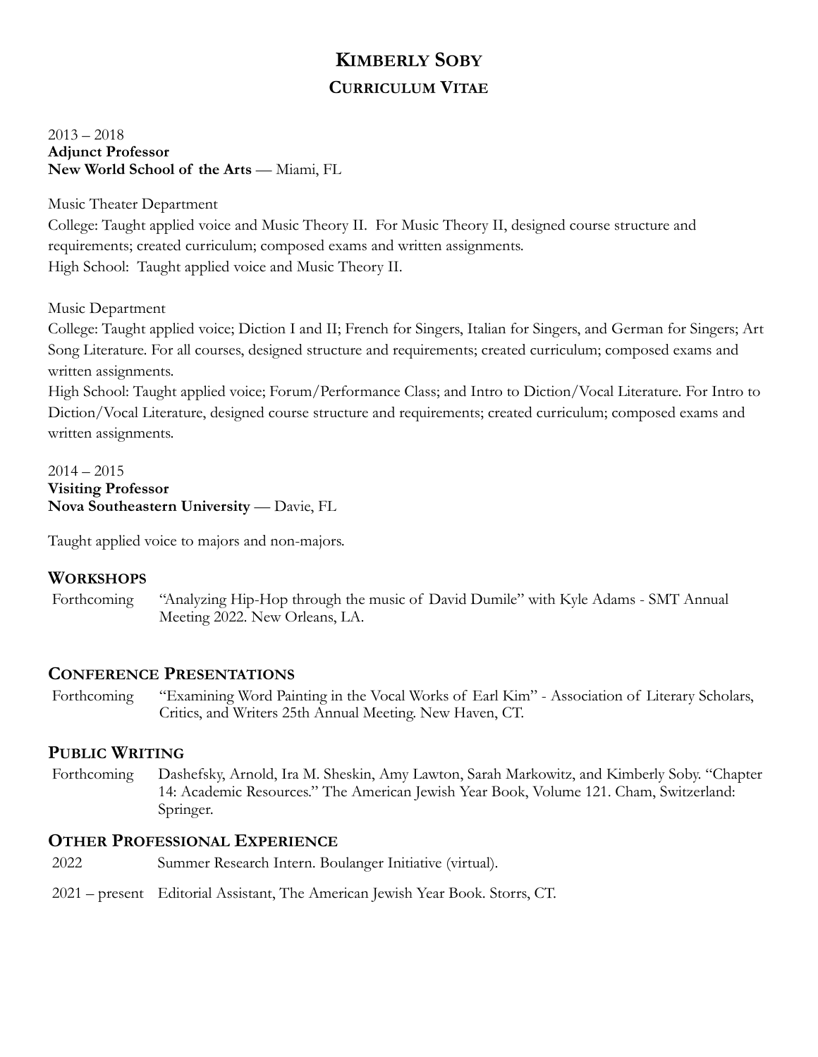# KIMBERLY SOBY

## CURRICULUM VITAE

2013 – 2018
**Adjunct Professor**
**New World School of the Arts** — Miami, FL

Music Theater Department
College: Taught applied voice and Music Theory II. For Music Theory II, designed course structure and requirements; created curriculum; composed exams and written assignments.
High School: Taught applied voice and Music Theory II.

Music Department
College: Taught applied voice; Diction I and II; French for Singers, Italian for Singers, and German for Singers; Art Song Literature. For all courses, designed structure and requirements; created curriculum; composed exams and written assignments.
High School: Taught applied voice; Forum/Performance Class; and Intro to Diction/Vocal Literature. For Intro to Diction/Vocal Literature, designed course structure and requirements; created curriculum; composed exams and written assignments.

2014 – 2015
**Visiting Professor**
**Nova Southeastern University** — Davie, FL

Taught applied voice to majors and non-majors.

## WORKSHOPS

Forthcoming — "Analyzing Hip-Hop through the music of David Dumile" with Kyle Adams - SMT Annual Meeting 2022. New Orleans, LA.

## CONFERENCE PRESENTATIONS

Forthcoming — "Examining Word Painting in the Vocal Works of Earl Kim" - Association of Literary Scholars, Critics, and Writers 25th Annual Meeting. New Haven, CT.

## PUBLIC WRITING

Forthcoming — Dashefsky, Arnold, Ira M. Sheskin, Amy Lawton, Sarah Markowitz, and Kimberly Soby. "Chapter 14: Academic Resources." The American Jewish Year Book, Volume 121. Cham, Switzerland: Springer.

## OTHER PROFESSIONAL EXPERIENCE

2022 — Summer Research Intern. Boulanger Initiative (virtual).

2021 – present — Editorial Assistant, The American Jewish Year Book. Storrs, CT.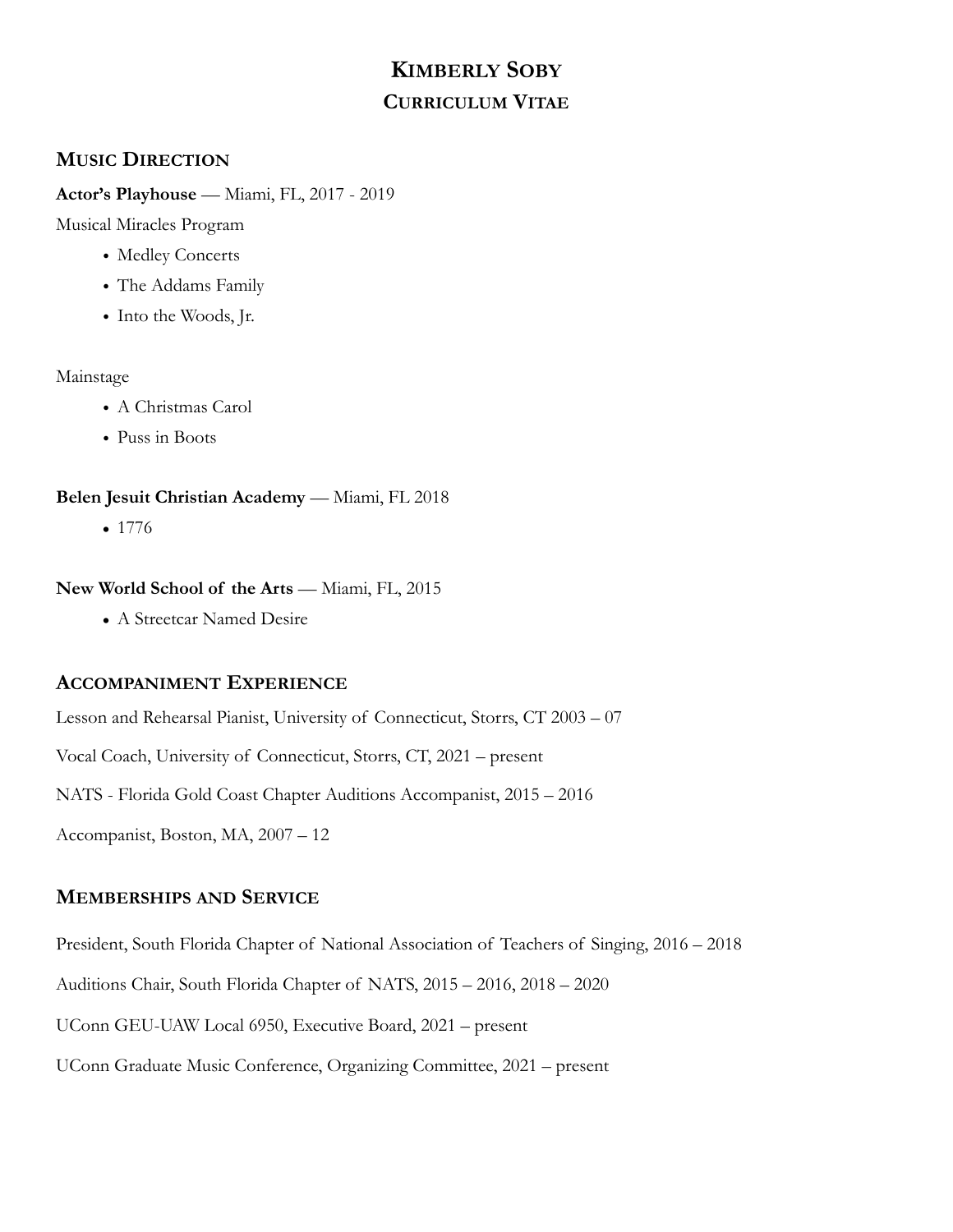# KIMBERLY SOBY
## CURRICULUM VITAE

## MUSIC DIRECTION

**Actor's Playhouse** — Miami, FL, 2017 - 2019

Musical Miracles Program

- Medley Concerts
- The Addams Family
- Into the Woods, Jr.

Mainstage

- A Christmas Carol
- Puss in Boots

**Belen Jesuit Christian Academy** — Miami, FL 2018

- 1776

**New World School of the Arts** — Miami, FL, 2015

- A Streetcar Named Desire

## ACCOMPANIMENT EXPERIENCE

Lesson and Rehearsal Pianist, University of Connecticut, Storrs, CT 2003 – 07

Vocal Coach, University of Connecticut, Storrs, CT, 2021 – present

NATS - Florida Gold Coast Chapter Auditions Accompanist, 2015 – 2016

Accompanist, Boston, MA, 2007 – 12

## MEMBERSHIPS AND SERVICE

President, South Florida Chapter of National Association of Teachers of Singing, 2016 – 2018

Auditions Chair, South Florida Chapter of NATS, 2015 – 2016, 2018 – 2020

UConn GEU-UAW Local 6950, Executive Board, 2021 – present

UConn Graduate Music Conference, Organizing Committee, 2021 – present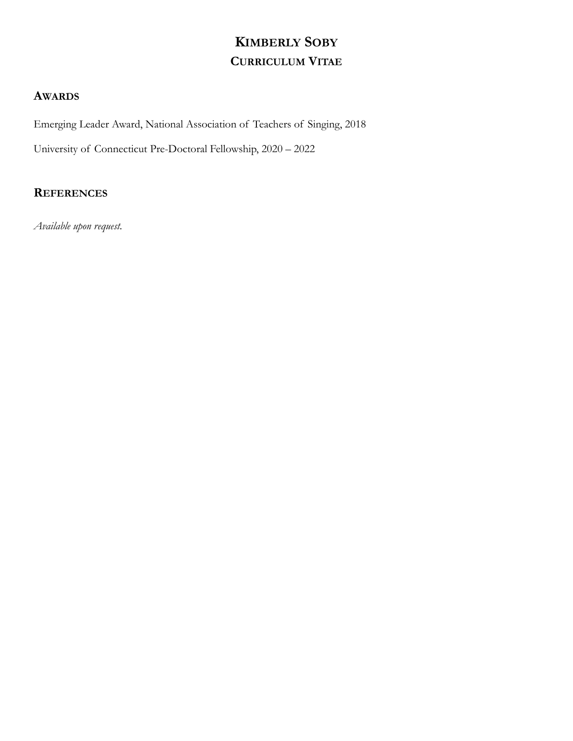# KIMBERLY SOBY

## CURRICULUM VITAE

### AWARDS

Emerging Leader Award, National Association of Teachers of Singing, 2018

University of Connecticut Pre-Doctoral Fellowship, 2020 – 2022

### REFERENCES

*Available upon request.*